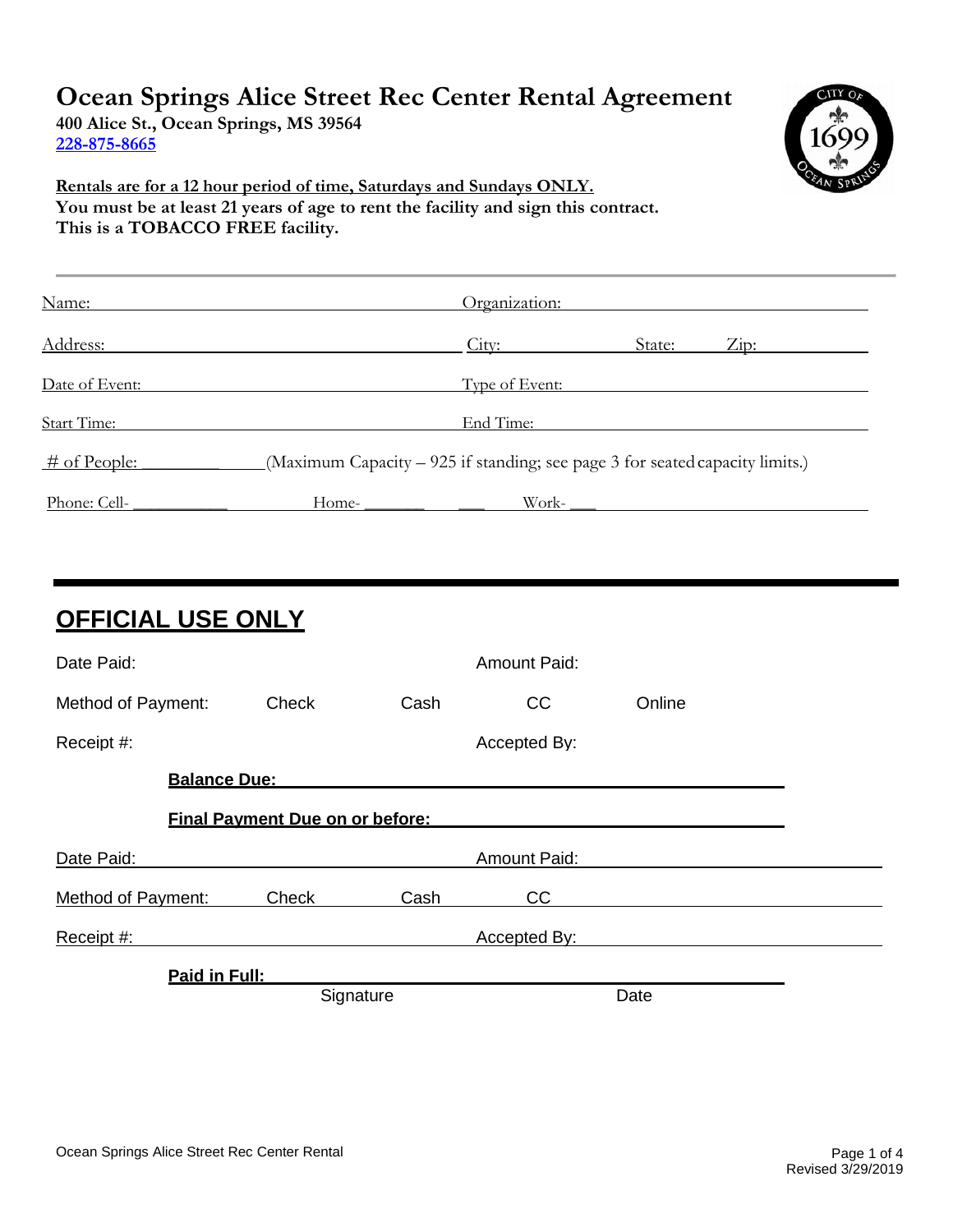# Ocean Springs Alice Street Rec Center Rental Agreement

**400 Alice St., Ocean Springs, MS 39564**
**228-875-8665**

**Rentals are for a 12 hour period of time, Saturdays and Sundays ONLY.**
**You must be at least 21 years of age to rent the facility and sign this contract.**
**This is a TOBACCO FREE facility.**

---

Name: ____________________ Organization: ____________________

Address: ____________________ City: __________ State: ______ Zip: __________

Date of Event: ____________________ Type of Event: ____________________

Start Time: ____________________ End Time: ____________________

# of People: __________ (Maximum Capacity – 925 if standing; see page 3 for seated capacity limits.)

Phone: Cell- __________ Home- __________ Work- __________

---

## OFFICIAL USE ONLY

Date Paid: Amount Paid:

Method of Payment: Check Cash CC Online

Receipt #: Accepted By:

**Balance Due:** ____________________

**Final Payment Due on or before:** ____________________

Date Paid: ____________________ Amount Paid: ____________________

Method of Payment: Check Cash CC

Receipt #: ____________________ Accepted By: ____________________

**Paid in Full:** ____________________
Signature Date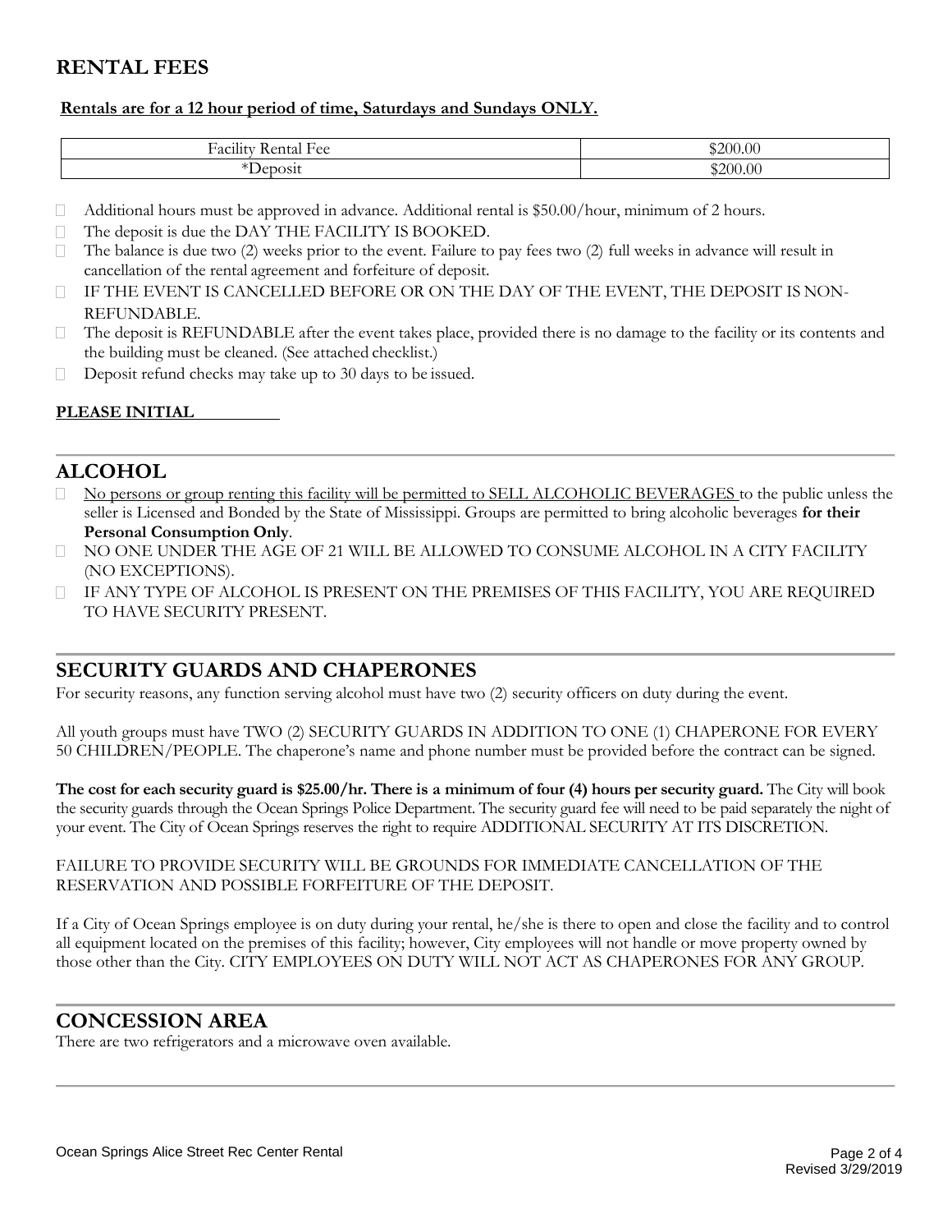## RENTAL FEES

**Rentals are for a 12 hour period of time, Saturdays and Sundays ONLY.**

| Facility Rental Fee | $200.00 |
|---|---|
| *Deposit | $200.00 |

- Additional hours must be approved in advance. Additional rental is $50.00/hour, minimum of 2 hours.
- The deposit is due the DAY THE FACILITY IS BOOKED.
- The balance is due two (2) weeks prior to the event. Failure to pay fees two (2) full weeks in advance will result in cancellation of the rental agreement and forfeiture of deposit.
- IF THE EVENT IS CANCELLED BEFORE OR ON THE DAY OF THE EVENT, THE DEPOSIT IS NON-REFUNDABLE.
- The deposit is REFUNDABLE after the event takes place, provided there is no damage to the facility or its contents and the building must be cleaned. (See attached checklist.)
- Deposit refund checks may take up to 30 days to be issued.

**PLEASE INITIAL** __________

## ALCOHOL

- No persons or group renting this facility will be permitted to SELL ALCOHOLIC BEVERAGES to the public unless the seller is Licensed and Bonded by the State of Mississippi. Groups are permitted to bring alcoholic beverages **for their Personal Consumption Only**.
- NO ONE UNDER THE AGE OF 21 WILL BE ALLOWED TO CONSUME ALCOHOL IN A CITY FACILITY (NO EXCEPTIONS).
- IF ANY TYPE OF ALCOHOL IS PRESENT ON THE PREMISES OF THIS FACILITY, YOU ARE REQUIRED TO HAVE SECURITY PRESENT.

## SECURITY GUARDS AND CHAPERONES

For security reasons, any function serving alcohol must have two (2) security officers on duty during the event.

All youth groups must have TWO (2) SECURITY GUARDS IN ADDITION TO ONE (1) CHAPERONE FOR EVERY 50 CHILDREN/PEOPLE. The chaperone's name and phone number must be provided before the contract can be signed.

**The cost for each security guard is $25.00/hr. There is a minimum of four (4) hours per security guard.** The City will book the security guards through the Ocean Springs Police Department. The security guard fee will need to be paid separately the night of your event. The City of Ocean Springs reserves the right to require ADDITIONAL SECURITY AT ITS DISCRETION.

FAILURE TO PROVIDE SECURITY WILL BE GROUNDS FOR IMMEDIATE CANCELLATION OF THE RESERVATION AND POSSIBLE FORFEITURE OF THE DEPOSIT.

If a City of Ocean Springs employee is on duty during your rental, he/she is there to open and close the facility and to control all equipment located on the premises of this facility; however, City employees will not handle or move property owned by those other than the City. CITY EMPLOYEES ON DUTY WILL NOT ACT AS CHAPERONES FOR ANY GROUP.

## CONCESSION AREA

There are two refrigerators and a microwave oven available.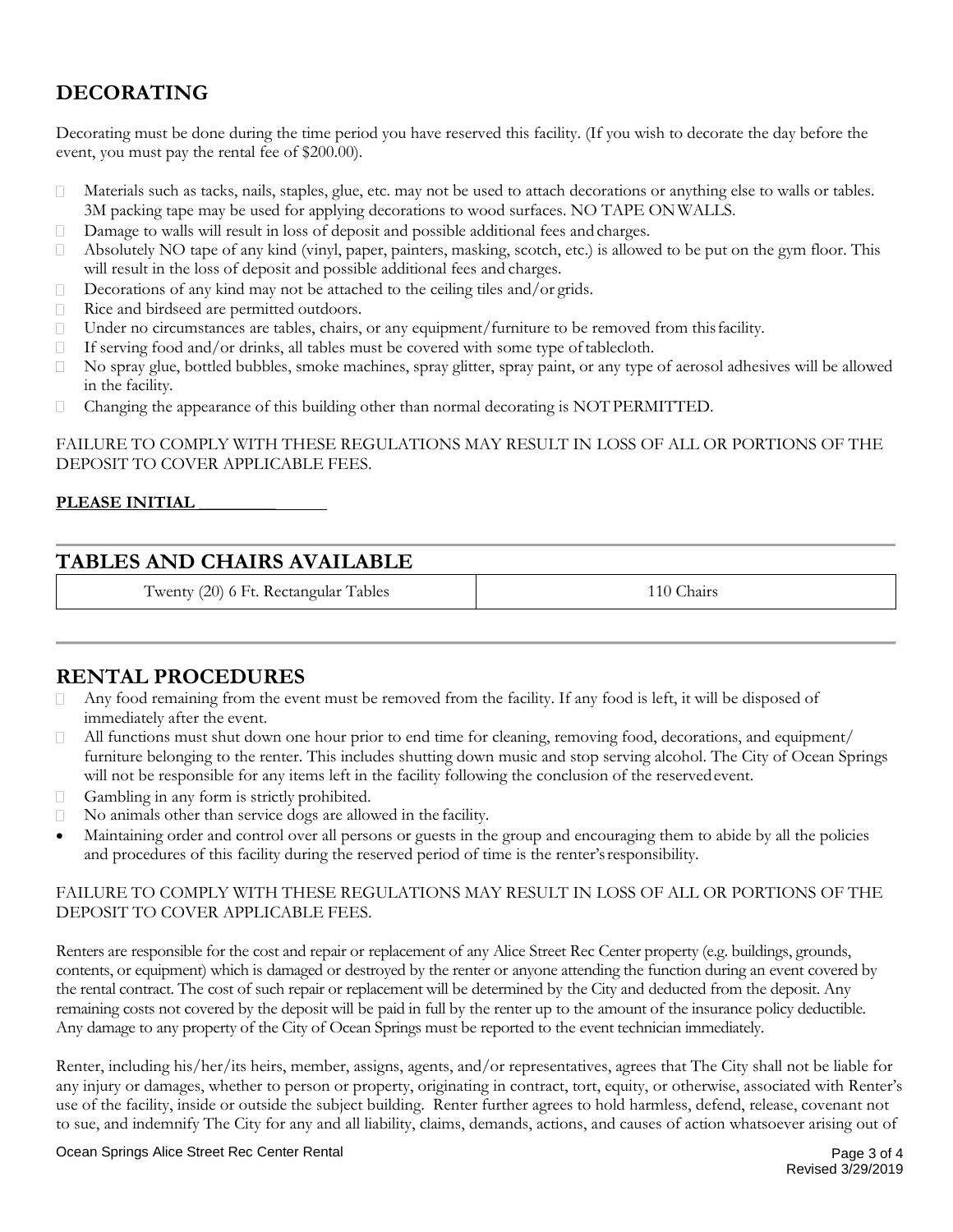## DECORATING

Decorating must be done during the time period you have reserved this facility. (If you wish to decorate the day before the event, you must pay the rental fee of $200.00).

- Materials such as tacks, nails, staples, glue, etc. may not be used to attach decorations or anything else to walls or tables. 3M packing tape may be used for applying decorations to wood surfaces. NO TAPE ON WALLS.
- Damage to walls will result in loss of deposit and possible additional fees and charges.
- Absolutely NO tape of any kind (vinyl, paper, painters, masking, scotch, etc.) is allowed to be put on the gym floor. This will result in the loss of deposit and possible additional fees and charges.
- Decorations of any kind may not be attached to the ceiling tiles and/or grids.
- Rice and birdseed are permitted outdoors.
- Under no circumstances are tables, chairs, or any equipment/furniture to be removed from this facility.
- If serving food and/or drinks, all tables must be covered with some type of tablecloth.
- No spray glue, bottled bubbles, smoke machines, spray glitter, spray paint, or any type of aerosol adhesives will be allowed in the facility.
- Changing the appearance of this building other than normal decorating is NOT PERMITTED.

FAILURE TO COMPLY WITH THESE REGULATIONS MAY RESULT IN LOSS OF ALL OR PORTIONS OF THE DEPOSIT TO COVER APPLICABLE FEES.

**PLEASE INITIAL ______________**

## TABLES AND CHAIRS AVAILABLE

| Twenty (20) 6 Ft. Rectangular Tables | 110 Chairs |
|---|---|

## RENTAL PROCEDURES

- Any food remaining from the event must be removed from the facility. If any food is left, it will be disposed of immediately after the event.
- All functions must shut down one hour prior to end time for cleaning, removing food, decorations, and equipment/ furniture belonging to the renter. This includes shutting down music and stop serving alcohol. The City of Ocean Springs will not be responsible for any items left in the facility following the conclusion of the reserved event.
- Gambling in any form is strictly prohibited.
- No animals other than service dogs are allowed in the facility.
- Maintaining order and control over all persons or guests in the group and encouraging them to abide by all the policies and procedures of this facility during the reserved period of time is the renter's responsibility.

FAILURE TO COMPLY WITH THESE REGULATIONS MAY RESULT IN LOSS OF ALL OR PORTIONS OF THE DEPOSIT TO COVER APPLICABLE FEES.

Renters are responsible for the cost and repair or replacement of any Alice Street Rec Center property (e.g. buildings, grounds, contents, or equipment) which is damaged or destroyed by the renter or anyone attending the function during an event covered by the rental contract. The cost of such repair or replacement will be determined by the City and deducted from the deposit. Any remaining costs not covered by the deposit will be paid in full by the renter up to the amount of the insurance policy deductible. Any damage to any property of the City of Ocean Springs must be reported to the event technician immediately.

Renter, including his/her/its heirs, member, assigns, agents, and/or representatives, agrees that The City shall not be liable for any injury or damages, whether to person or property, originating in contract, tort, equity, or otherwise, associated with Renter's use of the facility, inside or outside the subject building. Renter further agrees to hold harmless, defend, release, covenant not to sue, and indemnify The City for any and all liability, claims, demands, actions, and causes of action whatsoever arising out of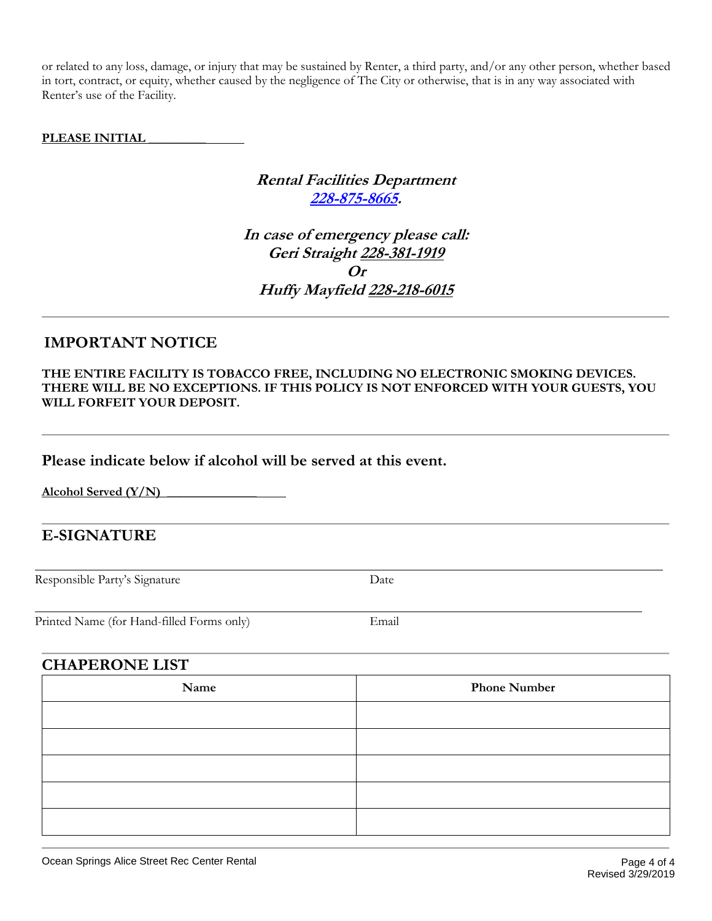or related to any loss, damage, or injury that may be sustained by Renter, a third party, and/or any other person, whether based in tort, contract, or equity, whether caused by the negligence of The City or otherwise, that is in any way associated with Renter's use of the Facility.

**PLEASE INITIAL ______________**

***Rental Facilities Department***
***228-875-8665.***

***In case of emergency please call:***
***Geri Straight 228-381-1919***
***Or***
***Huffy Mayfield 228-218-6015***

## IMPORTANT NOTICE

**THE ENTIRE FACILITY IS TOBACCO FREE, INCLUDING NO ELECTRONIC SMOKING DEVICES. THERE WILL BE NO EXCEPTIONS. IF THIS POLICY IS NOT ENFORCED WITH YOUR GUESTS, YOU WILL FORFEIT YOUR DEPOSIT.**

### Please indicate below if alcohol will be served at this event.

**Alcohol Served (Y/N) ____________________**

## E-SIGNATURE

Responsible Party's Signature ____________________ Date ____________________

Printed Name (for Hand-filled Forms only) ____________________ Email ____________________

## CHAPERONE LIST

| Name | Phone Number |
|---|---|
| | |
| | |
| | |
| | |
| | |

Ocean Springs Alice Street Rec Center Rental

Revised 3/29/2019